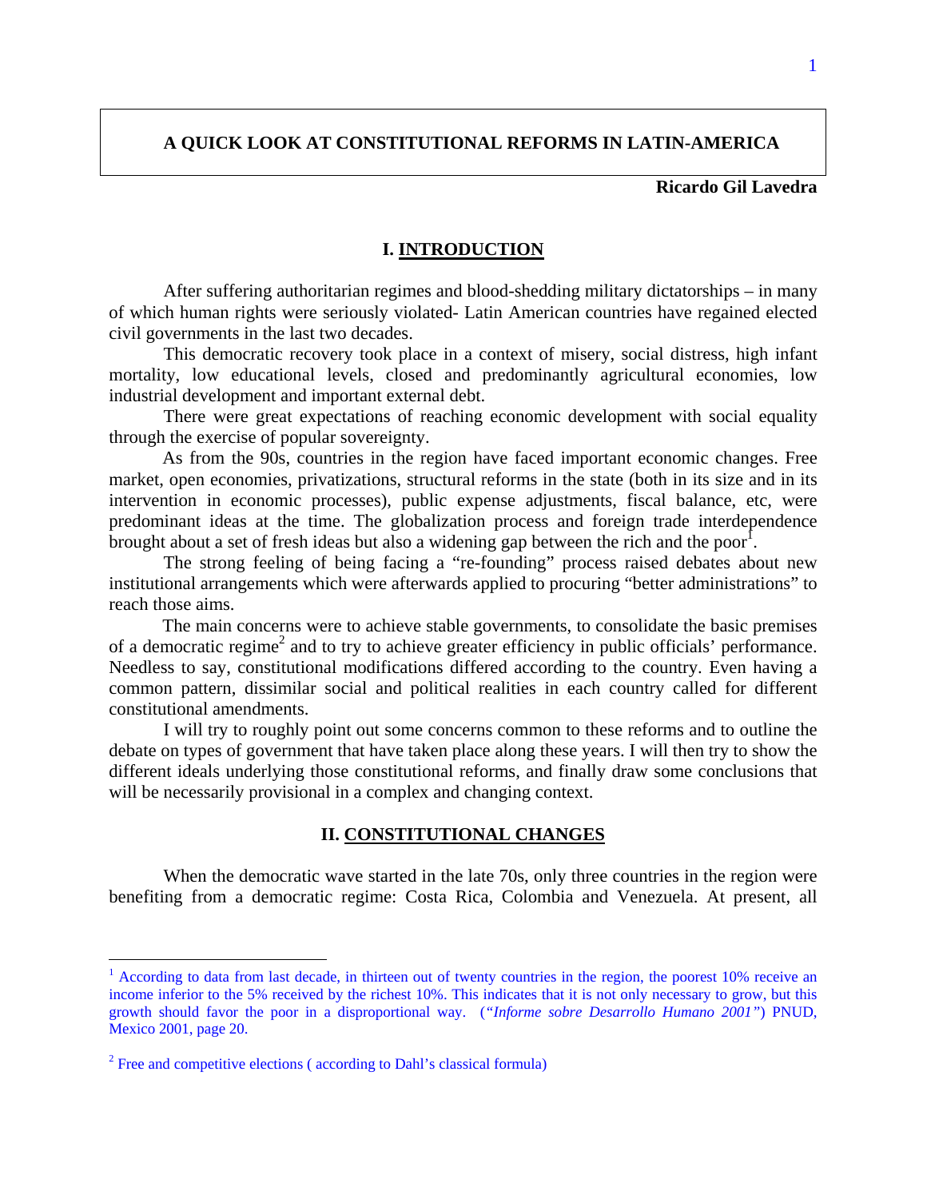# A QUICK LOOK AT CONSTITUTIONAL REFORMS IN LATIN-AMERICA

**Ricardo Gil Lavedra**

## I. INTRODUCTION

After suffering authoritarian regimes and blood-shedding military dictatorships – in many of which human rights were seriously violated- Latin American countries have regained elected civil governments in the last two decades.

This democratic recovery took place in a context of misery, social distress, high infant mortality, low educational levels, closed and predominantly agricultural economies, low industrial development and important external debt.

There were great expectations of reaching economic development with social equality through the exercise of popular sovereignty.

As from the 90s, countries in the region have faced important economic changes. Free market, open economies, privatizations, structural reforms in the state (both in its size and in its intervention in economic processes), public expense adjustments, fiscal balance, etc, were predominant ideas at the time. The globalization process and foreign trade interdependence brought about a set of fresh ideas but also a widening gap between the rich and the poor[1].

The strong feeling of being facing a "re-founding" process raised debates about new institutional arrangements which were afterwards applied to procuring "better administrations" to reach those aims.

The main concerns were to achieve stable governments, to consolidate the basic premises of a democratic regime[2] and to try to achieve greater efficiency in public officials' performance. Needless to say, constitutional modifications differed according to the country. Even having a common pattern, dissimilar social and political realities in each country called for different constitutional amendments.

I will try to roughly point out some concerns common to these reforms and to outline the debate on types of government that have taken place along these years. I will then try to show the different ideals underlying those constitutional reforms, and finally draw some conclusions that will be necessarily provisional in a complex and changing context.

## II. CONSTITUTIONAL CHANGES

When the democratic wave started in the late 70s, only three countries in the region were benefiting from a democratic regime: Costa Rica, Colombia and Venezuela. At present, all

---

[1] According to data from last decade, in thirteen out of twenty countries in the region, the poorest 10% receive an income inferior to the 5% received by the richest 10%. This indicates that it is not only necessary to grow, but this growth should favor the poor in a disproportional way. (*"Informe sobre Desarrollo Humano 2001"*) PNUD, Mexico 2001, page 20.

[2] Free and competitive elections ( according to Dahl's classical formula)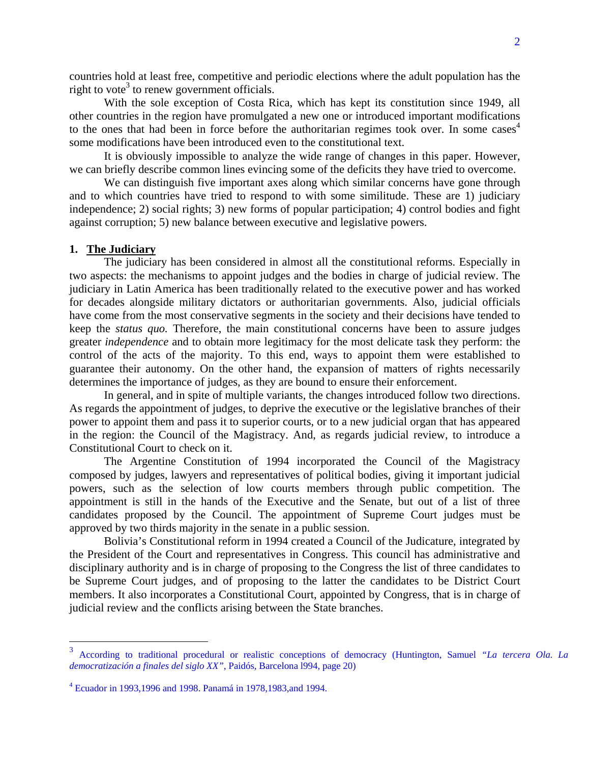countries hold at least free, competitive and periodic elections where the adult population has the right to vote[3] to renew government officials.

With the sole exception of Costa Rica, which has kept its constitution since 1949, all other countries in the region have promulgated a new one or introduced important modifications to the ones that had been in force before the authoritarian regimes took over. In some cases[4] some modifications have been introduced even to the constitutional text.

It is obviously impossible to analyze the wide range of changes in this paper. However, we can briefly describe common lines evincing some of the deficits they have tried to overcome.

We can distinguish five important axes along which similar concerns have gone through and to which countries have tried to respond to with some similitude. These are 1) judiciary independence; 2) social rights; 3) new forms of popular participation; 4) control bodies and fight against corruption; 5) new balance between executive and legislative powers.

## 1. The Judiciary

The judiciary has been considered in almost all the constitutional reforms. Especially in two aspects: the mechanisms to appoint judges and the bodies in charge of judicial review. The judiciary in Latin America has been traditionally related to the executive power and has worked for decades alongside military dictators or authoritarian governments. Also, judicial officials have come from the most conservative segments in the society and their decisions have tended to keep the *status quo.* Therefore, the main constitutional concerns have been to assure judges greater *independence* and to obtain more legitimacy for the most delicate task they perform: the control of the acts of the majority. To this end, ways to appoint them were established to guarantee their autonomy. On the other hand, the expansion of matters of rights necessarily determines the importance of judges, as they are bound to ensure their enforcement.

In general, and in spite of multiple variants, the changes introduced follow two directions. As regards the appointment of judges, to deprive the executive or the legislative branches of their power to appoint them and pass it to superior courts, or to a new judicial organ that has appeared in the region: the Council of the Magistracy. And, as regards judicial review, to introduce a Constitutional Court to check on it.

The Argentine Constitution of 1994 incorporated the Council of the Magistracy composed by judges, lawyers and representatives of political bodies, giving it important judicial powers, such as the selection of low courts members through public competition. The appointment is still in the hands of the Executive and the Senate, but out of a list of three candidates proposed by the Council. The appointment of Supreme Court judges must be approved by two thirds majority in the senate in a public session.

Bolivia's Constitutional reform in 1994 created a Council of the Judicature, integrated by the President of the Court and representatives in Congress. This council has administrative and disciplinary authority and is in charge of proposing to the Congress the list of three candidates to be Supreme Court judges, and of proposing to the latter the candidates to be District Court members. It also incorporates a Constitutional Court, appointed by Congress, that is in charge of judicial review and the conflicts arising between the State branches.

---

[3] According to traditional procedural or realistic conceptions of democracy (Huntington, Samuel *"La tercera Ola. La democratización a finales del siglo XX"*, Paidós, Barcelona l994, page 20)

[4] Ecuador in 1993,1996 and 1998. Panamá in 1978,1983,and 1994.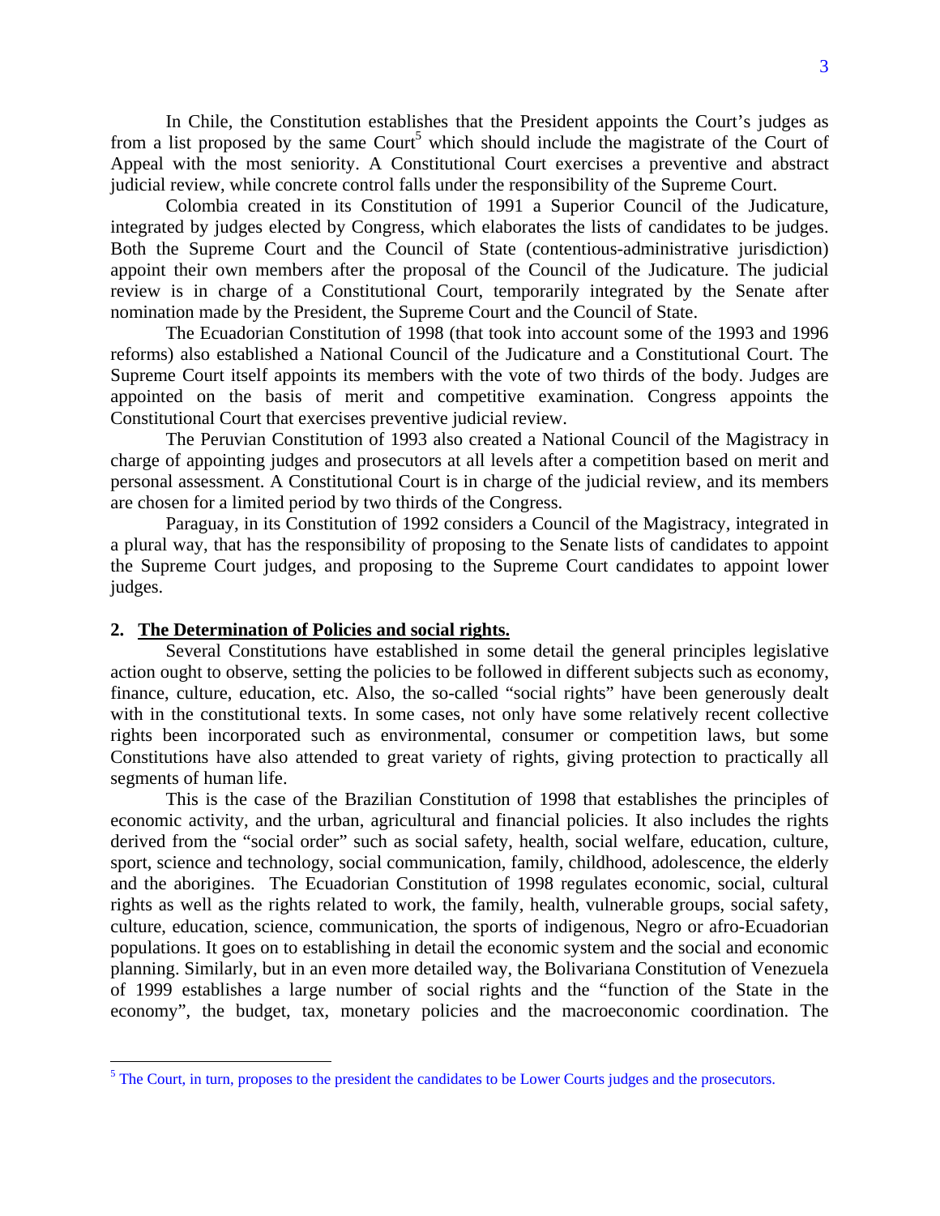In Chile, the Constitution establishes that the President appoints the Court's judges as from a list proposed by the same Court[5] which should include the magistrate of the Court of Appeal with the most seniority. A Constitutional Court exercises a preventive and abstract judicial review, while concrete control falls under the responsibility of the Supreme Court.

Colombia created in its Constitution of 1991 a Superior Council of the Judicature, integrated by judges elected by Congress, which elaborates the lists of candidates to be judges. Both the Supreme Court and the Council of State (contentious-administrative jurisdiction) appoint their own members after the proposal of the Council of the Judicature. The judicial review is in charge of a Constitutional Court, temporarily integrated by the Senate after nomination made by the President, the Supreme Court and the Council of State.

The Ecuadorian Constitution of 1998 (that took into account some of the 1993 and 1996 reforms) also established a National Council of the Judicature and a Constitutional Court. The Supreme Court itself appoints its members with the vote of two thirds of the body. Judges are appointed on the basis of merit and competitive examination. Congress appoints the Constitutional Court that exercises preventive judicial review.

The Peruvian Constitution of 1993 also created a National Council of the Magistracy in charge of appointing judges and prosecutors at all levels after a competition based on merit and personal assessment. A Constitutional Court is in charge of the judicial review, and its members are chosen for a limited period by two thirds of the Congress.

Paraguay, in its Constitution of 1992 considers a Council of the Magistracy, integrated in a plural way, that has the responsibility of proposing to the Senate lists of candidates to appoint the Supreme Court judges, and proposing to the Supreme Court candidates to appoint lower judges.

## 2. The Determination of Policies and social rights.

Several Constitutions have established in some detail the general principles legislative action ought to observe, setting the policies to be followed in different subjects such as economy, finance, culture, education, etc. Also, the so-called "social rights" have been generously dealt with in the constitutional texts. In some cases, not only have some relatively recent collective rights been incorporated such as environmental, consumer or competition laws, but some Constitutions have also attended to great variety of rights, giving protection to practically all segments of human life.

This is the case of the Brazilian Constitution of 1998 that establishes the principles of economic activity, and the urban, agricultural and financial policies. It also includes the rights derived from the "social order" such as social safety, health, social welfare, education, culture, sport, science and technology, social communication, family, childhood, adolescence, the elderly and the aborigines. The Ecuadorian Constitution of 1998 regulates economic, social, cultural rights as well as the rights related to work, the family, health, vulnerable groups, social safety, culture, education, science, communication, the sports of indigenous, Negro or afro-Ecuadorian populations. It goes on to establishing in detail the economic system and the social and economic planning. Similarly, but in an even more detailed way, the Bolivariana Constitution of Venezuela of 1999 establishes a large number of social rights and the "function of the State in the economy", the budget, tax, monetary policies and the macroeconomic coordination. The

[5] The Court, in turn, proposes to the president the candidates to be Lower Courts judges and the prosecutors.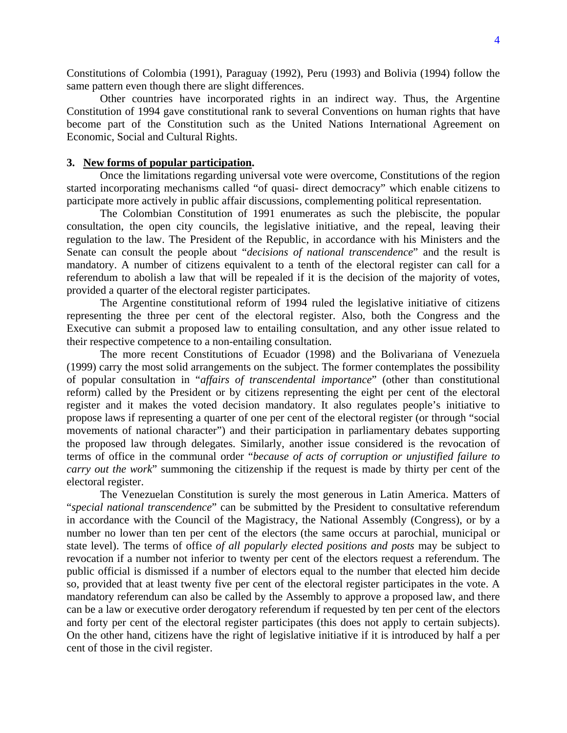Constitutions of Colombia (1991), Paraguay (1992), Peru (1993) and Bolivia (1994) follow the same pattern even though there are slight differences.

Other countries have incorporated rights in an indirect way. Thus, the Argentine Constitution of 1994 gave constitutional rank to several Conventions on human rights that have become part of the Constitution such as the United Nations International Agreement on Economic, Social and Cultural Rights.

### 3. New forms of popular participation.

Once the limitations regarding universal vote were overcome, Constitutions of the region started incorporating mechanisms called "of quasi- direct democracy" which enable citizens to participate more actively in public affair discussions, complementing political representation.

The Colombian Constitution of 1991 enumerates as such the plebiscite, the popular consultation, the open city councils, the legislative initiative, and the repeal, leaving their regulation to the law. The President of the Republic, in accordance with his Ministers and the Senate can consult the people about "*decisions of national transcendence*" and the result is mandatory. A number of citizens equivalent to a tenth of the electoral register can call for a referendum to abolish a law that will be repealed if it is the decision of the majority of votes, provided a quarter of the electoral register participates.

The Argentine constitutional reform of 1994 ruled the legislative initiative of citizens representing the three per cent of the electoral register. Also, both the Congress and the Executive can submit a proposed law to entailing consultation, and any other issue related to their respective competence to a non-entailing consultation.

The more recent Constitutions of Ecuador (1998) and the Bolivariana of Venezuela (1999) carry the most solid arrangements on the subject. The former contemplates the possibility of popular consultation in "*affairs of transcendental importance*" (other than constitutional reform) called by the President or by citizens representing the eight per cent of the electoral register and it makes the voted decision mandatory. It also regulates people's initiative to propose laws if representing a quarter of one per cent of the electoral register (or through "social movements of national character") and their participation in parliamentary debates supporting the proposed law through delegates. Similarly, another issue considered is the revocation of terms of office in the communal order "*because of acts of corruption or unjustified failure to carry out the work*" summoning the citizenship if the request is made by thirty per cent of the electoral register.

The Venezuelan Constitution is surely the most generous in Latin America. Matters of "*special national transcendence*" can be submitted by the President to consultative referendum in accordance with the Council of the Magistracy, the National Assembly (Congress), or by a number no lower than ten per cent of the electors (the same occurs at parochial, municipal or state level). The terms of office *of all popularly elected positions and posts* may be subject to revocation if a number not inferior to twenty per cent of the electors request a referendum. The public official is dismissed if a number of electors equal to the number that elected him decide so, provided that at least twenty five per cent of the electoral register participates in the vote. A mandatory referendum can also be called by the Assembly to approve a proposed law, and there can be a law or executive order derogatory referendum if requested by ten per cent of the electors and forty per cent of the electoral register participates (this does not apply to certain subjects). On the other hand, citizens have the right of legislative initiative if it is introduced by half a per cent of those in the civil register.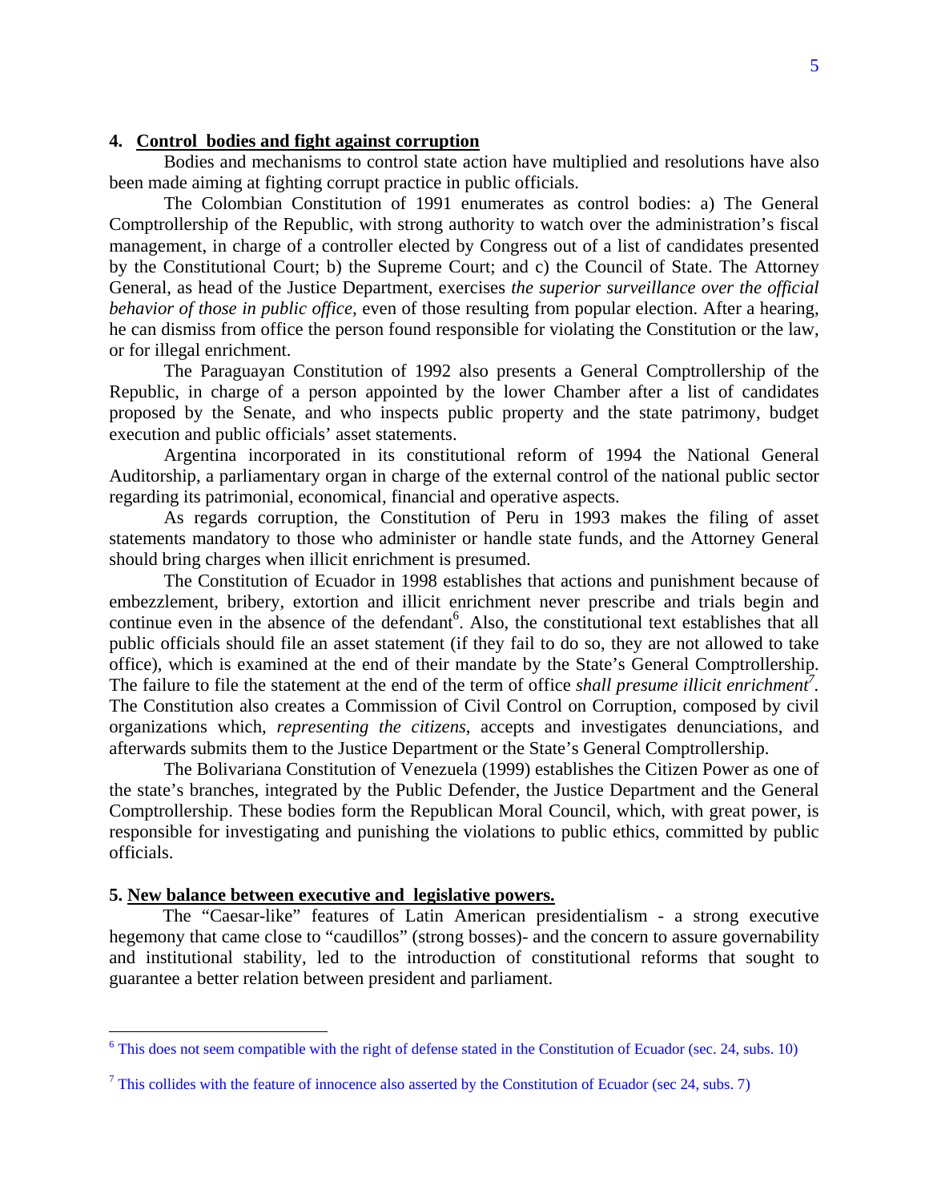## 4. Control bodies and fight against corruption

Bodies and mechanisms to control state action have multiplied and resolutions have also been made aiming at fighting corrupt practice in public officials.

The Colombian Constitution of 1991 enumerates as control bodies: a) The General Comptrollership of the Republic, with strong authority to watch over the administration's fiscal management, in charge of a controller elected by Congress out of a list of candidates presented by the Constitutional Court; b) the Supreme Court; and c) the Council of State. The Attorney General, as head of the Justice Department, exercises *the superior surveillance over the official behavior of those in public office,* even of those resulting from popular election. After a hearing, he can dismiss from office the person found responsible for violating the Constitution or the law, or for illegal enrichment.

The Paraguayan Constitution of 1992 also presents a General Comptrollership of the Republic, in charge of a person appointed by the lower Chamber after a list of candidates proposed by the Senate, and who inspects public property and the state patrimony, budget execution and public officials' asset statements.

Argentina incorporated in its constitutional reform of 1994 the National General Auditorship, a parliamentary organ in charge of the external control of the national public sector regarding its patrimonial, economical, financial and operative aspects.

As regards corruption, the Constitution of Peru in 1993 makes the filing of asset statements mandatory to those who administer or handle state funds, and the Attorney General should bring charges when illicit enrichment is presumed.

The Constitution of Ecuador in 1998 establishes that actions and punishment because of embezzlement, bribery, extortion and illicit enrichment never prescribe and trials begin and continue even in the absence of the defendant[6]. Also, the constitutional text establishes that all public officials should file an asset statement (if they fail to do so, they are not allowed to take office), which is examined at the end of their mandate by the State's General Comptrollership. The failure to file the statement at the end of the term of office *shall presume illicit enrichment*[7]. The Constitution also creates a Commission of Civil Control on Corruption, composed by civil organizations which, *representing the citizens*, accepts and investigates denunciations, and afterwards submits them to the Justice Department or the State's General Comptrollership.

The Bolivariana Constitution of Venezuela (1999) establishes the Citizen Power as one of the state's branches, integrated by the Public Defender, the Justice Department and the General Comptrollership. These bodies form the Republican Moral Council, which, with great power, is responsible for investigating and punishing the violations to public ethics, committed by public officials.

## 5. New balance between executive and legislative powers.

The "Caesar-like" features of Latin American presidentialism - a strong executive hegemony that came close to "caudillos" (strong bosses)- and the concern to assure governability and institutional stability, led to the introduction of constitutional reforms that sought to guarantee a better relation between president and parliament.

---

[6] This does not seem compatible with the right of defense stated in the Constitution of Ecuador (sec. 24, subs. 10)

[7] This collides with the feature of innocence also asserted by the Constitution of Ecuador (sec 24, subs. 7)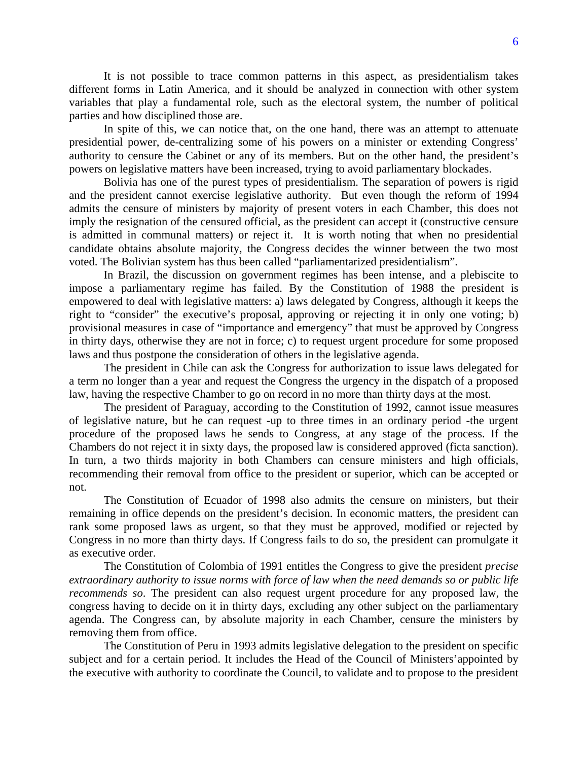It is not possible to trace common patterns in this aspect, as presidentialism takes different forms in Latin America, and it should be analyzed in connection with other system variables that play a fundamental role, such as the electoral system, the number of political parties and how disciplined those are.

In spite of this, we can notice that, on the one hand, there was an attempt to attenuate presidential power, de-centralizing some of his powers on a minister or extending Congress' authority to censure the Cabinet or any of its members. But on the other hand, the president's powers on legislative matters have been increased, trying to avoid parliamentary blockades.

Bolivia has one of the purest types of presidentialism. The separation of powers is rigid and the president cannot exercise legislative authority. But even though the reform of 1994 admits the censure of ministers by majority of present voters in each Chamber, this does not imply the resignation of the censured official, as the president can accept it (constructive censure is admitted in communal matters) or reject it. It is worth noting that when no presidential candidate obtains absolute majority, the Congress decides the winner between the two most voted. The Bolivian system has thus been called "parliamentarized presidentialism".

In Brazil, the discussion on government regimes has been intense, and a plebiscite to impose a parliamentary regime has failed. By the Constitution of 1988 the president is empowered to deal with legislative matters: a) laws delegated by Congress, although it keeps the right to "consider" the executive's proposal, approving or rejecting it in only one voting; b) provisional measures in case of "importance and emergency" that must be approved by Congress in thirty days, otherwise they are not in force; c) to request urgent procedure for some proposed laws and thus postpone the consideration of others in the legislative agenda.

The president in Chile can ask the Congress for authorization to issue laws delegated for a term no longer than a year and request the Congress the urgency in the dispatch of a proposed law, having the respective Chamber to go on record in no more than thirty days at the most.

The president of Paraguay, according to the Constitution of 1992, cannot issue measures of legislative nature, but he can request -up to three times in an ordinary period -the urgent procedure of the proposed laws he sends to Congress, at any stage of the process. If the Chambers do not reject it in sixty days, the proposed law is considered approved (ficta sanction). In turn, a two thirds majority in both Chambers can censure ministers and high officials, recommending their removal from office to the president or superior, which can be accepted or not.

The Constitution of Ecuador of 1998 also admits the censure on ministers, but their remaining in office depends on the president's decision. In economic matters, the president can rank some proposed laws as urgent, so that they must be approved, modified or rejected by Congress in no more than thirty days. If Congress fails to do so, the president can promulgate it as executive order.

The Constitution of Colombia of 1991 entitles the Congress to give the president *precise extraordinary authority to issue norms with force of law when the need demands so or public life recommends so*. The president can also request urgent procedure for any proposed law, the congress having to decide on it in thirty days, excluding any other subject on the parliamentary agenda. The Congress can, by absolute majority in each Chamber, censure the ministers by removing them from office.

The Constitution of Peru in 1993 admits legislative delegation to the president on specific subject and for a certain period. It includes the Head of the Council of Ministers'appointed by the executive with authority to coordinate the Council, to validate and to propose to the president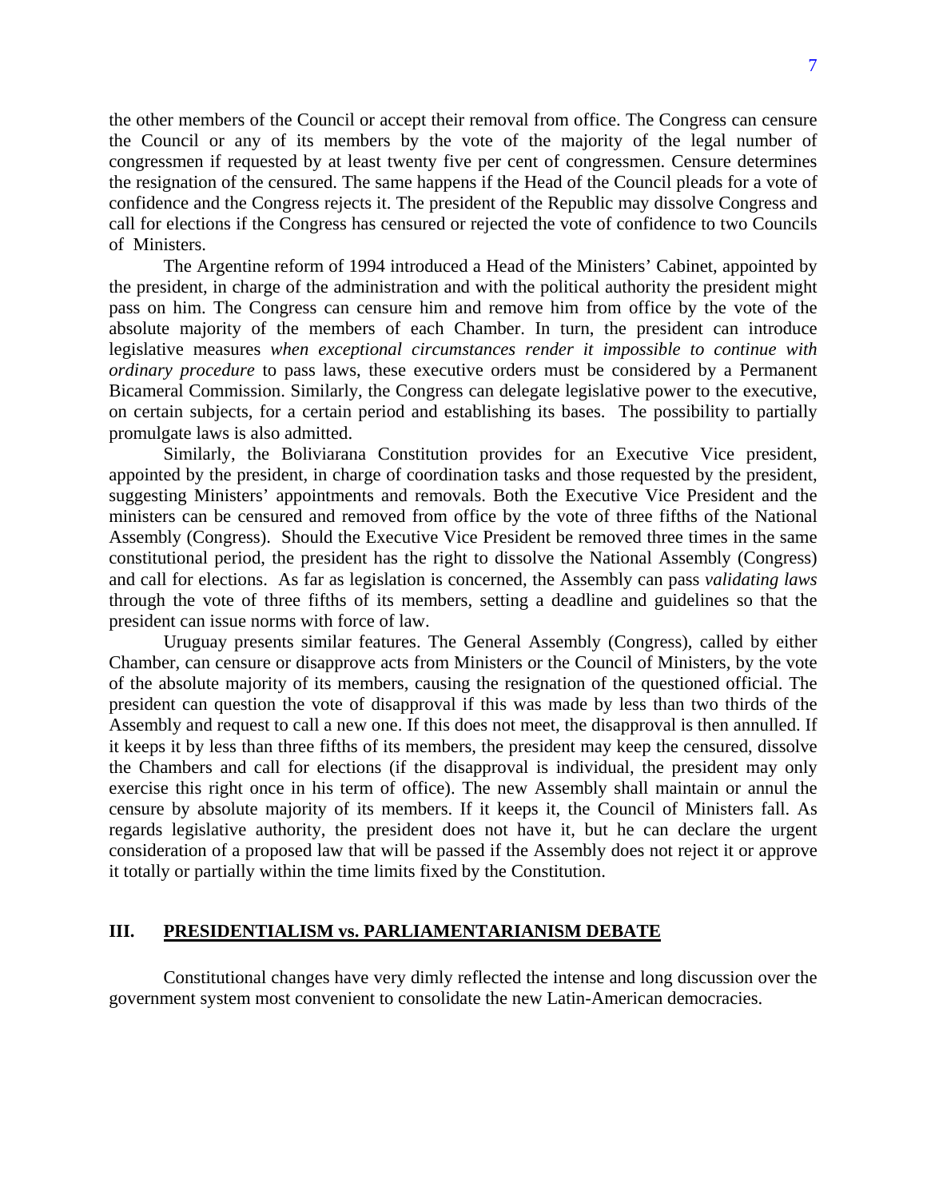the other members of the Council or accept their removal from office. The Congress can censure the Council or any of its members by the vote of the majority of the legal number of congressmen if requested by at least twenty five per cent of congressmen. Censure determines the resignation of the censured. The same happens if the Head of the Council pleads for a vote of confidence and the Congress rejects it. The president of the Republic may dissolve Congress and call for elections if the Congress has censured or rejected the vote of confidence to two Councils of Ministers.

The Argentine reform of 1994 introduced a Head of the Ministers' Cabinet, appointed by the president, in charge of the administration and with the political authority the president might pass on him. The Congress can censure him and remove him from office by the vote of the absolute majority of the members of each Chamber. In turn, the president can introduce legislative measures *when exceptional circumstances render it impossible to continue with ordinary procedure* to pass laws, these executive orders must be considered by a Permanent Bicameral Commission. Similarly, the Congress can delegate legislative power to the executive, on certain subjects, for a certain period and establishing its bases. The possibility to partially promulgate laws is also admitted.

Similarly, the Boliviarana Constitution provides for an Executive Vice president, appointed by the president, in charge of coordination tasks and those requested by the president, suggesting Ministers' appointments and removals. Both the Executive Vice President and the ministers can be censured and removed from office by the vote of three fifths of the National Assembly (Congress). Should the Executive Vice President be removed three times in the same constitutional period, the president has the right to dissolve the National Assembly (Congress) and call for elections. As far as legislation is concerned, the Assembly can pass *validating laws* through the vote of three fifths of its members, setting a deadline and guidelines so that the president can issue norms with force of law.

Uruguay presents similar features. The General Assembly (Congress), called by either Chamber, can censure or disapprove acts from Ministers or the Council of Ministers, by the vote of the absolute majority of its members, causing the resignation of the questioned official. The president can question the vote of disapproval if this was made by less than two thirds of the Assembly and request to call a new one. If this does not meet, the disapproval is then annulled. If it keeps it by less than three fifths of its members, the president may keep the censured, dissolve the Chambers and call for elections (if the disapproval is individual, the president may only exercise this right once in his term of office). The new Assembly shall maintain or annul the censure by absolute majority of its members. If it keeps it, the Council of Ministers fall. As regards legislative authority, the president does not have it, but he can declare the urgent consideration of a proposed law that will be passed if the Assembly does not reject it or approve it totally or partially within the time limits fixed by the Constitution.

## III. PRESIDENTIALISM vs. PARLIAMENTARIANISM DEBATE

Constitutional changes have very dimly reflected the intense and long discussion over the government system most convenient to consolidate the new Latin-American democracies.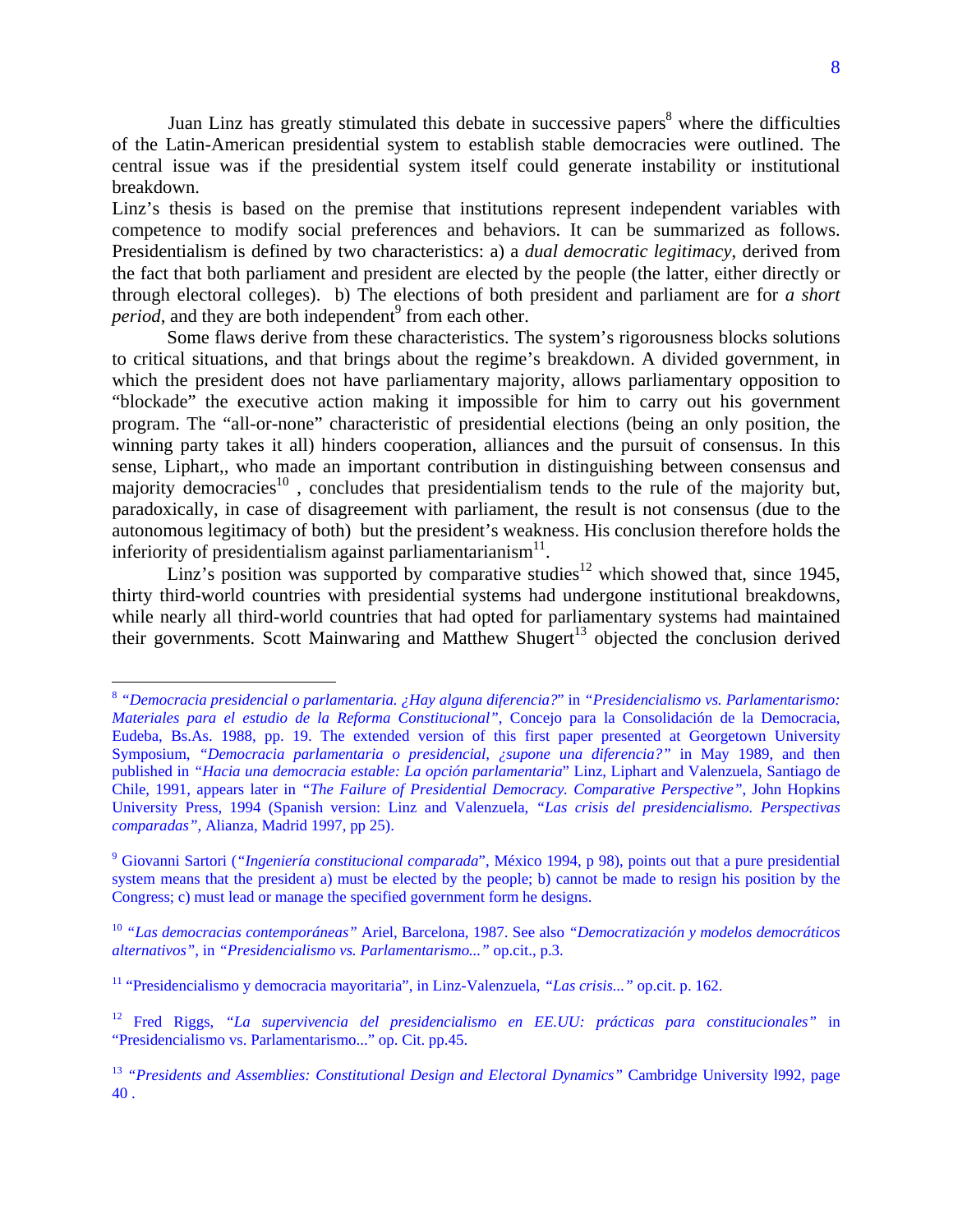Juan Linz has greatly stimulated this debate in successive papers[8] where the difficulties of the Latin-American presidential system to establish stable democracies were outlined. The central issue was if the presidential system itself could generate instability or institutional breakdown.

Linz's thesis is based on the premise that institutions represent independent variables with competence to modify social preferences and behaviors. It can be summarized as follows. Presidentialism is defined by two characteristics: a) a *dual democratic legitimacy*, derived from the fact that both parliament and president are elected by the people (the latter, either directly or through electoral colleges). b) The elections of both president and parliament are for *a short period*, and they are both independent[9] from each other.

Some flaws derive from these characteristics. The system's rigorousness blocks solutions to critical situations, and that brings about the regime's breakdown. A divided government, in which the president does not have parliamentary majority, allows parliamentary opposition to "blockade" the executive action making it impossible for him to carry out his government program. The "all-or-none" characteristic of presidential elections (being an only position, the winning party takes it all) hinders cooperation, alliances and the pursuit of consensus. In this sense, Liphart,, who made an important contribution in distinguishing between consensus and majority democracies[10] , concludes that presidentialism tends to the rule of the majority but, paradoxically, in case of disagreement with parliament, the result is not consensus (due to the autonomous legitimacy of both) but the president's weakness. His conclusion therefore holds the inferiority of presidentialism against parliamentarianism[11].

Linz's position was supported by comparative studies[12] which showed that, since 1945, thirty third-world countries with presidential systems had undergone institutional breakdowns, while nearly all third-world countries that had opted for parliamentary systems had maintained their governments. Scott Mainwaring and Matthew Shugert[13] objected the conclusion derived

---

[8] *"Democracia presidencial o parlamentaria. ¿Hay alguna diferencia?"* in *"Presidencialismo vs. Parlamentarismo: Materiales para el estudio de la Reforma Constitucional"*, Concejo para la Consolidación de la Democracia, Eudeba, Bs.As. 1988, pp. 19. The extended version of this first paper presented at Georgetown University Symposium, *"Democracia parlamentaria o presidencial, ¿supone una diferencia?"* in May 1989, and then published in *"Hacia una democracia estable: La opción parlamentaria*" Linz, Liphart and Valenzuela, Santiago de Chile, 1991, appears later in *"The Failure of Presidential Democracy. Comparative Perspective"*, John Hopkins University Press, 1994 (Spanish version: Linz and Valenzuela, *"Las crisis del presidencialismo. Perspectivas comparadas"*, Alianza, Madrid 1997, pp 25).

[9] Giovanni Sartori (*"Ingeniería constitucional comparada*", México 1994, p 98), points out that a pure presidential system means that the president a) must be elected by the people; b) cannot be made to resign his position by the Congress; c) must lead or manage the specified government form he designs.

[10] *"Las democracias contemporáneas"* Ariel, Barcelona, 1987. See also *"Democratización y modelos democráticos alternativos"*, in *"Presidencialismo vs. Parlamentarismo..."* op.cit., p.3.

[11] "Presidencialismo y democracia mayoritaria", in Linz-Valenzuela, *"Las crisis..."* op.cit. p. 162.

[12] Fred Riggs, *"La supervivencia del presidencialismo en EE.UU: prácticas para constitucionales"* in "Presidencialismo vs. Parlamentarismo..." op. Cit. pp.45.

[13] *"Presidents and Assemblies: Constitutional Design and Electoral Dynamics"* Cambridge University l992, page 40 .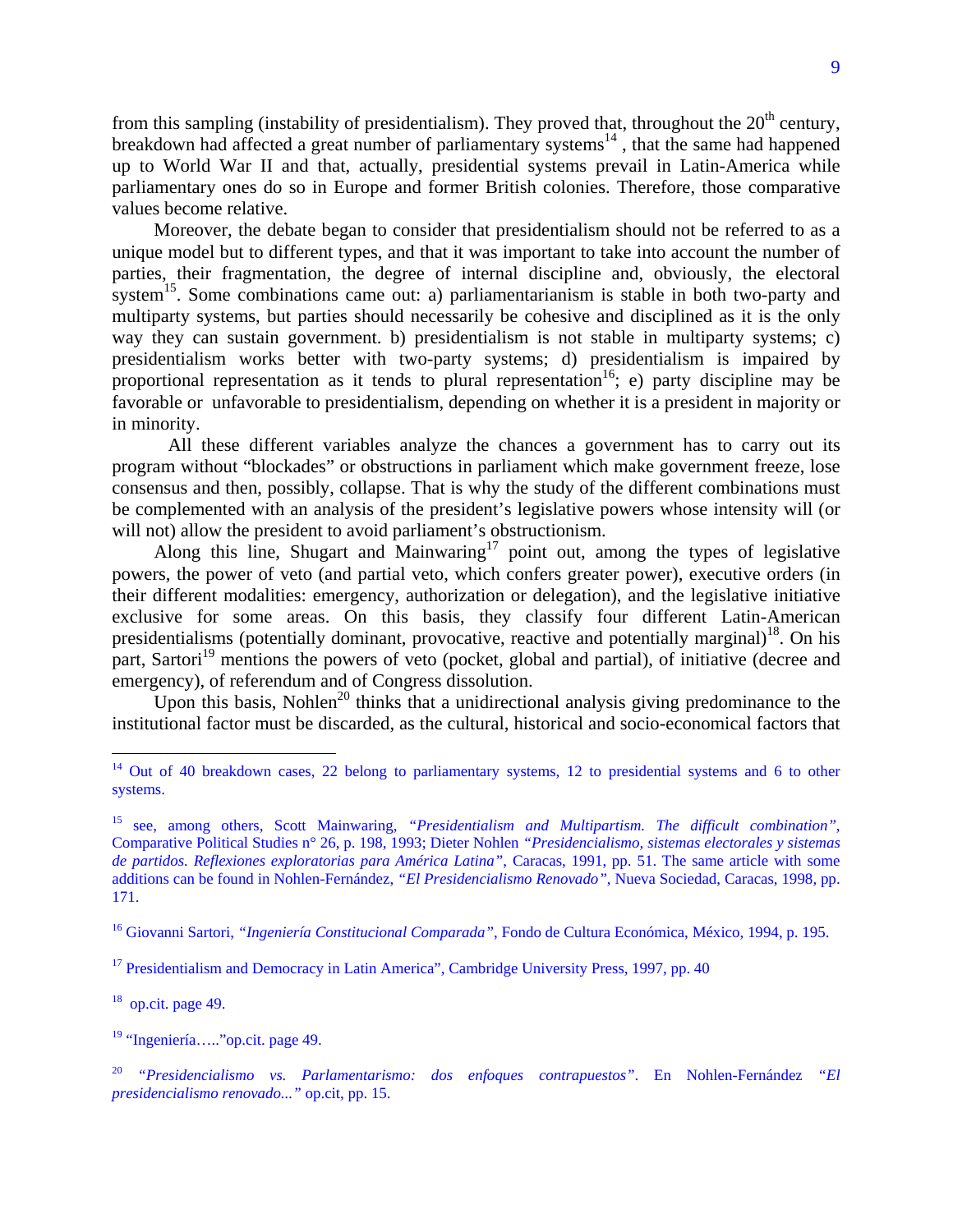from this sampling (instability of presidentialism). They proved that, throughout the 20th century, breakdown had affected a great number of parliamentary systems[14] , that the same had happened up to World War II and that, actually, presidential systems prevail in Latin-America while parliamentary ones do so in Europe and former British colonies. Therefore, those comparative values become relative.

Moreover, the debate began to consider that presidentialism should not be referred to as a unique model but to different types, and that it was important to take into account the number of parties, their fragmentation, the degree of internal discipline and, obviously, the electoral system[15]. Some combinations came out: a) parliamentarianism is stable in both two-party and multiparty systems, but parties should necessarily be cohesive and disciplined as it is the only way they can sustain government. b) presidentialism is not stable in multiparty systems; c) presidentialism works better with two-party systems; d) presidentialism is impaired by proportional representation as it tends to plural representation[16]; e) party discipline may be favorable or unfavorable to presidentialism, depending on whether it is a president in majority or in minority.

All these different variables analyze the chances a government has to carry out its program without "blockades" or obstructions in parliament which make government freeze, lose consensus and then, possibly, collapse. That is why the study of the different combinations must be complemented with an analysis of the president's legislative powers whose intensity will (or will not) allow the president to avoid parliament's obstructionism.

Along this line, Shugart and Mainwaring[17] point out, among the types of legislative powers, the power of veto (and partial veto, which confers greater power), executive orders (in their different modalities: emergency, authorization or delegation), and the legislative initiative exclusive for some areas. On this basis, they classify four different Latin-American presidentialisms (potentially dominant, provocative, reactive and potentially marginal)[18]. On his part, Sartori[19] mentions the powers of veto (pocket, global and partial), of initiative (decree and emergency), of referendum and of Congress dissolution.

Upon this basis, Nohlen[20] thinks that a unidirectional analysis giving predominance to the institutional factor must be discarded, as the cultural, historical and socio-economical factors that

---

[14] Out of 40 breakdown cases, 22 belong to parliamentary systems, 12 to presidential systems and 6 to other systems.

[15] see, among others, Scott Mainwaring, *"Presidentialism and Multipartism. The difficult combination"*, Comparative Political Studies n° 26, p. 198, 1993; Dieter Nohlen *"Presidencialismo, sistemas electorales y sistemas de partidos. Reflexiones exploratorias para América Latina"*, Caracas, 1991, pp. 51. The same article with some additions can be found in Nohlen-Fernández, *"El Presidencialismo Renovado"*, Nueva Sociedad, Caracas, 1998, pp. 171.

[16] Giovanni Sartori, *"Ingeniería Constitucional Comparada"*, Fondo de Cultura Económica, México, 1994, p. 195.

[17] Presidentialism and Democracy in Latin America", Cambridge University Press, 1997, pp. 40

[18] op.cit. page 49.

[19] "Ingeniería….."op.cit. page 49.

[20] *"Presidencialismo vs. Parlamentarismo: dos enfoques contrapuestos"*. En Nohlen-Fernández *"El presidencialismo renovado..."* op.cit, pp. 15.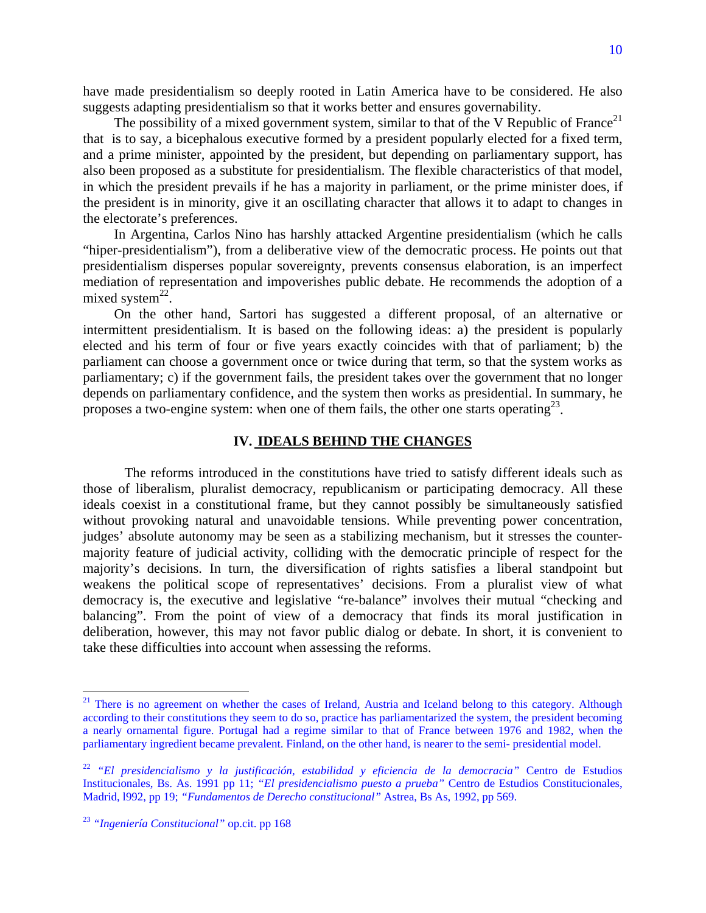have made presidentialism so deeply rooted in Latin America have to be considered. He also suggests adapting presidentialism so that it works better and ensures governability.

The possibility of a mixed government system, similar to that of the V Republic of France[21] that is to say, a bicephalous executive formed by a president popularly elected for a fixed term, and a prime minister, appointed by the president, but depending on parliamentary support, has also been proposed as a substitute for presidentialism. The flexible characteristics of that model, in which the president prevails if he has a majority in parliament, or the prime minister does, if the president is in minority, give it an oscillating character that allows it to adapt to changes in the electorate's preferences.

In Argentina, Carlos Nino has harshly attacked Argentine presidentialism (which he calls "hiper-presidentialism"), from a deliberative view of the democratic process. He points out that presidentialism disperses popular sovereignty, prevents consensus elaboration, is an imperfect mediation of representation and impoverishes public debate. He recommends the adoption of a mixed system[22].

On the other hand, Sartori has suggested a different proposal, of an alternative or intermittent presidentialism. It is based on the following ideas: a) the president is popularly elected and his term of four or five years exactly coincides with that of parliament; b) the parliament can choose a government once or twice during that term, so that the system works as parliamentary; c) if the government fails, the president takes over the government that no longer depends on parliamentary confidence, and the system then works as presidential. In summary, he proposes a two-engine system: when one of them fails, the other one starts operating[23].

## IV. IDEALS BEHIND THE CHANGES

The reforms introduced in the constitutions have tried to satisfy different ideals such as those of liberalism, pluralist democracy, republicanism or participating democracy. All these ideals coexist in a constitutional frame, but they cannot possibly be simultaneously satisfied without provoking natural and unavoidable tensions. While preventing power concentration, judges' absolute autonomy may be seen as a stabilizing mechanism, but it stresses the counter-majority feature of judicial activity, colliding with the democratic principle of respect for the majority's decisions. In turn, the diversification of rights satisfies a liberal standpoint but weakens the political scope of representatives' decisions. From a pluralist view of what democracy is, the executive and legislative "re-balance" involves their mutual "checking and balancing". From the point of view of a democracy that finds its moral justification in deliberation, however, this may not favor public dialog or debate. In short, it is convenient to take these difficulties into account when assessing the reforms.

---

[21] There is no agreement on whether the cases of Ireland, Austria and Iceland belong to this category. Although according to their constitutions they seem to do so, practice has parliamentarized the system, the president becoming a nearly ornamental figure. Portugal had a regime similar to that of France between 1976 and 1982, when the parliamentary ingredient became prevalent. Finland, on the other hand, is nearer to the semi- presidential model.

[22] *"El presidencialismo y la justificación, estabilidad y eficiencia de la democracia"* Centro de Estudios Institucionales, Bs. As. 1991 pp 11; *"El presidencialismo puesto a prueba"* Centro de Estudios Constitucionales, Madrid, l992, pp 19; *"Fundamentos de Derecho constitucional"* Astrea, Bs As, 1992, pp 569.

[23] *"Ingeniería Constitucional"* op.cit. pp 168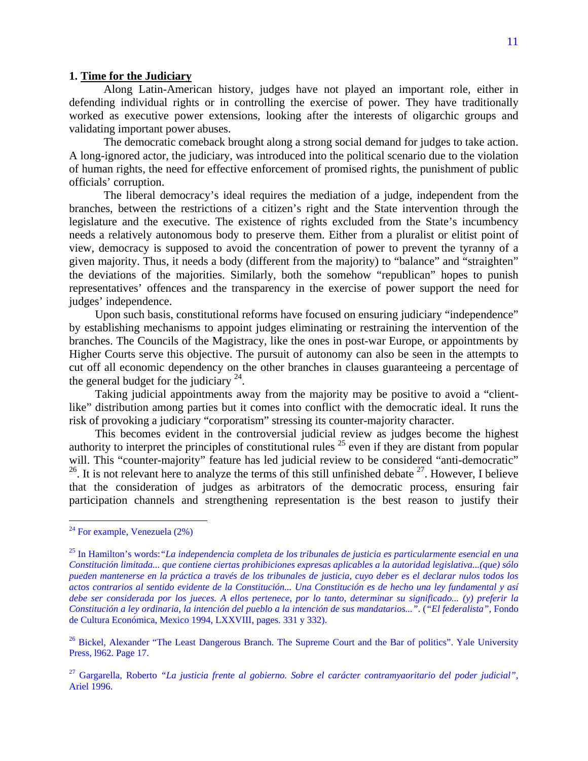## 1. Time for the Judiciary

Along Latin-American history, judges have not played an important role, either in defending individual rights or in controlling the exercise of power. They have traditionally worked as executive power extensions, looking after the interests of oligarchic groups and validating important power abuses.

The democratic comeback brought along a strong social demand for judges to take action. A long-ignored actor, the judiciary, was introduced into the political scenario due to the violation of human rights, the need for effective enforcement of promised rights, the punishment of public officials' corruption.

The liberal democracy's ideal requires the mediation of a judge, independent from the branches, between the restrictions of a citizen's right and the State intervention through the legislature and the executive. The existence of rights excluded from the State's incumbency needs a relatively autonomous body to preserve them. Either from a pluralist or elitist point of view, democracy is supposed to avoid the concentration of power to prevent the tyranny of a given majority. Thus, it needs a body (different from the majority) to "balance" and "straighten" the deviations of the majorities. Similarly, both the somehow "republican" hopes to punish representatives' offences and the transparency in the exercise of power support the need for judges' independence.

Upon such basis, constitutional reforms have focused on ensuring judiciary "independence" by establishing mechanisms to appoint judges eliminating or restraining the intervention of the branches. The Councils of the Magistracy, like the ones in post-war Europe, or appointments by Higher Courts serve this objective. The pursuit of autonomy can also be seen in the attempts to cut off all economic dependency on the other branches in clauses guaranteeing a percentage of the general budget for the judiciary [24].

Taking judicial appointments away from the majority may be positive to avoid a "client-like" distribution among parties but it comes into conflict with the democratic ideal. It runs the risk of provoking a judiciary "corporatism" stressing its counter-majority character.

This becomes evident in the controversial judicial review as judges become the highest authority to interpret the principles of constitutional rules [25] even if they are distant from popular will. This "counter-majority" feature has led judicial review to be considered "anti-democratic" [26]. It is not relevant here to analyze the terms of this still unfinished debate [27]. However, I believe that the consideration of judges as arbitrators of the democratic process, ensuring fair participation channels and strengthening representation is the best reason to justify their

---

[24] For example, Venezuela (2%)

[25] In Hamilton's words: *"La independencia completa de los tribunales de justicia es particularmente esencial en una Constitución limitada... que contiene ciertas prohibiciones expresas aplicables a la autoridad legislativa...(que) sólo pueden mantenerse en la práctica a través de los tribunales de justicia, cuyo deber es el declarar nulos todos los actos contrarios al sentido evidente de la Constitución... Una Constitución es de hecho una ley fundamental y así debe ser considerada por los jueces. A ellos pertenece, por lo tanto, determinar su significado... (y) preferir la Constitución a ley ordinaria, la intención del pueblo a la intención de sus mandatarios..."*. (*"El federalista"*, Fondo de Cultura Económica, Mexico 1994, LXXVIII, pages. 331 y 332).

[26] Bickel, Alexander "The Least Dangerous Branch. The Supreme Court and the Bar of politics". Yale University Press, l962. Page 17.

[27] Gargarella, Roberto *"La justicia frente al gobierno. Sobre el carácter contramyaoritario del poder judicial"*, Ariel 1996.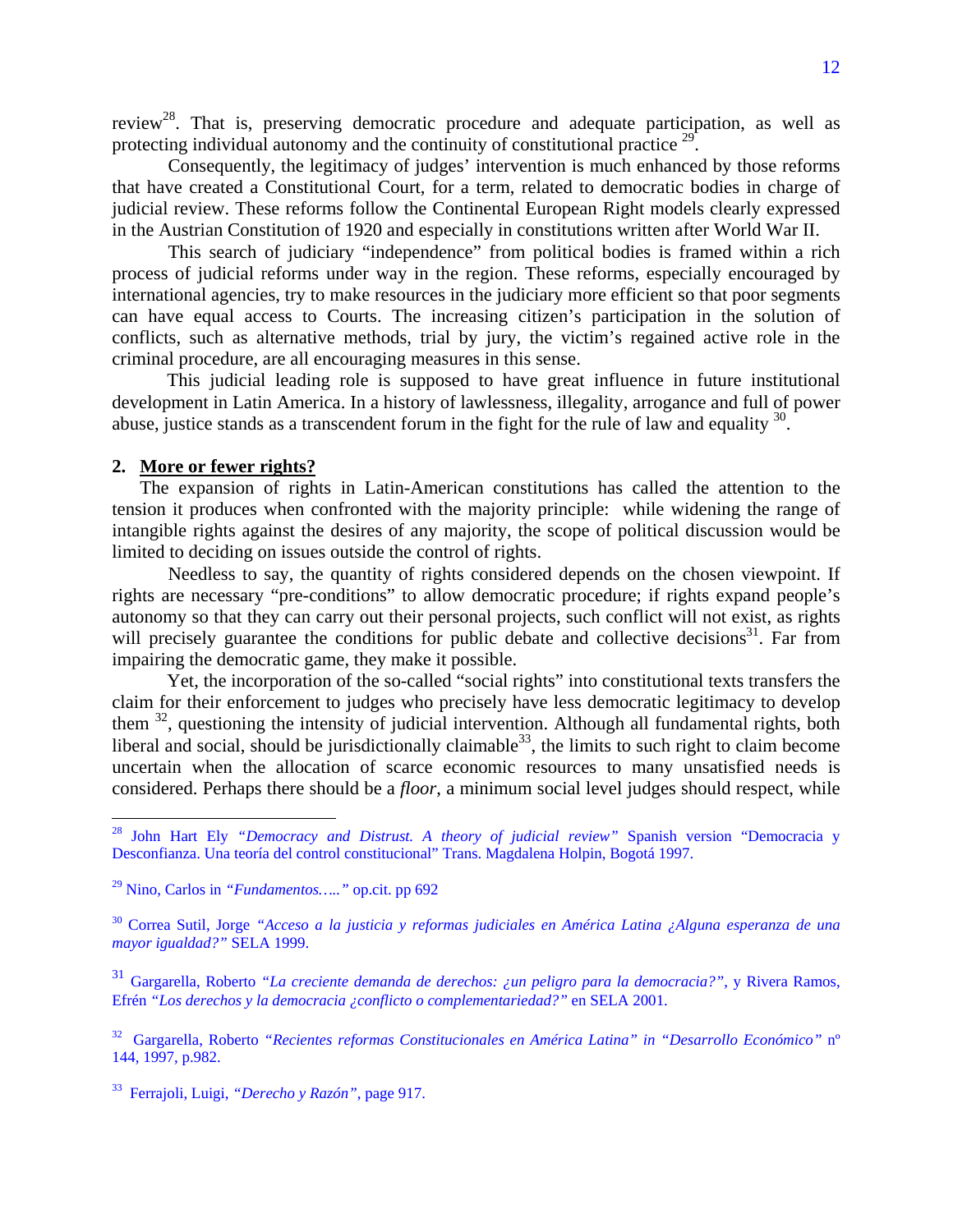review[28]. That is, preserving democratic procedure and adequate participation, as well as protecting individual autonomy and the continuity of constitutional practice [29].

Consequently, the legitimacy of judges' intervention is much enhanced by those reforms that have created a Constitutional Court, for a term, related to democratic bodies in charge of judicial review. These reforms follow the Continental European Right models clearly expressed in the Austrian Constitution of 1920 and especially in constitutions written after World War II.

This search of judiciary "independence" from political bodies is framed within a rich process of judicial reforms under way in the region. These reforms, especially encouraged by international agencies, try to make resources in the judiciary more efficient so that poor segments can have equal access to Courts. The increasing citizen's participation in the solution of conflicts, such as alternative methods, trial by jury, the victim's regained active role in the criminal procedure, are all encouraging measures in this sense.

This judicial leading role is supposed to have great influence in future institutional development in Latin America. In a history of lawlessness, illegality, arrogance and full of power abuse, justice stands as a transcendent forum in the fight for the rule of law and equality [30].

## 2. More or fewer rights?

The expansion of rights in Latin-American constitutions has called the attention to the tension it produces when confronted with the majority principle: while widening the range of intangible rights against the desires of any majority, the scope of political discussion would be limited to deciding on issues outside the control of rights.

Needless to say, the quantity of rights considered depends on the chosen viewpoint. If rights are necessary "pre-conditions" to allow democratic procedure; if rights expand people's autonomy so that they can carry out their personal projects, such conflict will not exist, as rights will precisely guarantee the conditions for public debate and collective decisions[31]. Far from impairing the democratic game, they make it possible.

Yet, the incorporation of the so-called "social rights" into constitutional texts transfers the claim for their enforcement to judges who precisely have less democratic legitimacy to develop them [32], questioning the intensity of judicial intervention. Although all fundamental rights, both liberal and social, should be jurisdictionally claimable[33], the limits to such right to claim become uncertain when the allocation of scarce economic resources to many unsatisfied needs is considered. Perhaps there should be a *floor,* a minimum social level judges should respect, while

---

[28] John Hart Ely *"Democracy and Distrust. A theory of judicial review"* Spanish version "Democracia y Desconfianza. Una teoría del control constitucional" Trans. Magdalena Holpin, Bogotá 1997.

[29] Nino, Carlos in *"Fundamentos….."* op.cit. pp 692

[30] Correa Sutil, Jorge *"Acceso a la justicia y reformas judiciales en América Latina ¿Alguna esperanza de una mayor igualdad?"* SELA 1999.

[31] Gargarella, Roberto *"La creciente demanda de derechos: ¿un peligro para la democracia?"*, y Rivera Ramos, Efrén *"Los derechos y la democracia ¿conflicto o complementariedad?"* en SELA 2001.

[32] Gargarella, Roberto *"Recientes reformas Constitucionales en América Latina" in "Desarrollo Económico"* nº 144, 1997, p.982.

[33] Ferrajoli, Luigi, *"Derecho y Razón"*, page 917.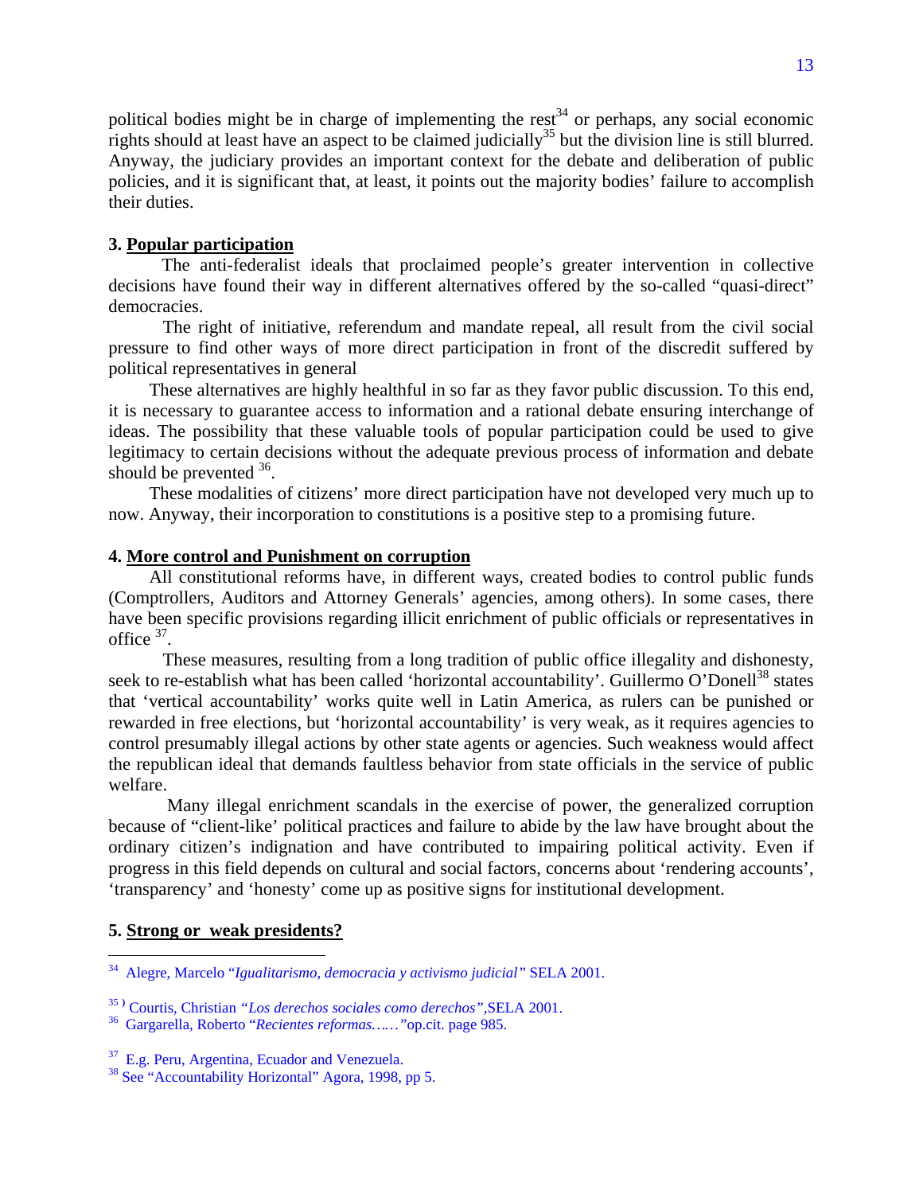political bodies might be in charge of implementing the rest[34] or perhaps, any social economic rights should at least have an aspect to be claimed judicially[35] but the division line is still blurred. Anyway, the judiciary provides an important context for the debate and deliberation of public policies, and it is significant that, at least, it points out the majority bodies' failure to accomplish their duties.

### 3. Popular participation

The anti-federalist ideals that proclaimed people's greater intervention in collective decisions have found their way in different alternatives offered by the so-called "quasi-direct" democracies.

The right of initiative, referendum and mandate repeal, all result from the civil social pressure to find other ways of more direct participation in front of the discredit suffered by political representatives in general

These alternatives are highly healthful in so far as they favor public discussion. To this end, it is necessary to guarantee access to information and a rational debate ensuring interchange of ideas. The possibility that these valuable tools of popular participation could be used to give legitimacy to certain decisions without the adequate previous process of information and debate should be prevented [36].

These modalities of citizens' more direct participation have not developed very much up to now. Anyway, their incorporation to constitutions is a positive step to a promising future.

### 4. More control and Punishment on corruption

All constitutional reforms have, in different ways, created bodies to control public funds (Comptrollers, Auditors and Attorney Generals' agencies, among others). In some cases, there have been specific provisions regarding illicit enrichment of public officials or representatives in office [37].

These measures, resulting from a long tradition of public office illegality and dishonesty, seek to re-establish what has been called 'horizontal accountability'. Guillermo O'Donell[38] states that 'vertical accountability' works quite well in Latin America, as rulers can be punished or rewarded in free elections, but 'horizontal accountability' is very weak, as it requires agencies to control presumably illegal actions by other state agents or agencies. Such weakness would affect the republican ideal that demands faultless behavior from state officials in the service of public welfare.

Many illegal enrichment scandals in the exercise of power, the generalized corruption because of "client-like' political practices and failure to abide by the law have brought about the ordinary citizen's indignation and have contributed to impairing political activity. Even if progress in this field depends on cultural and social factors, concerns about 'rendering accounts', 'transparency' and 'honesty' come up as positive signs for institutional development.

### 5. Strong or weak presidents?

---

[34] Alegre, Marcelo "*Igualitarismo, democracia y activismo judicial*" SELA 2001.

[35] ) Courtis, Christian *"Los derechos sociales como derechos"*,SELA 2001.

[36] Gargarella, Roberto "*Recientes reformas……"*op.cit. page 985.

[37] E.g. Peru, Argentina, Ecuador and Venezuela.

[38] See "Accountability Horizontal" Agora, 1998, pp 5.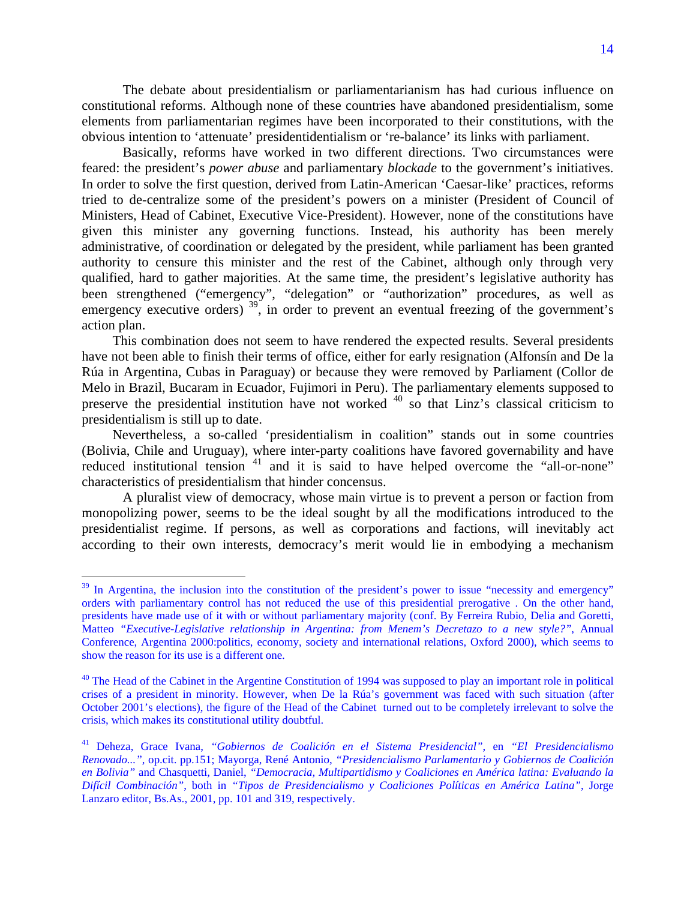The debate about presidentialism or parliamentarianism has had curious influence on constitutional reforms. Although none of these countries have abandoned presidentialism, some elements from parliamentarian regimes have been incorporated to their constitutions, with the obvious intention to 'attenuate' presidentidentialism or 're-balance' its links with parliament.

Basically, reforms have worked in two different directions. Two circumstances were feared: the president's *power abuse* and parliamentary *blockade* to the government's initiatives. In order to solve the first question, derived from Latin-American 'Caesar-like' practices, reforms tried to de-centralize some of the president's powers on a minister (President of Council of Ministers, Head of Cabinet, Executive Vice-President). However, none of the constitutions have given this minister any governing functions. Instead, his authority has been merely administrative, of coordination or delegated by the president, while parliament has been granted authority to censure this minister and the rest of the Cabinet, although only through very qualified, hard to gather majorities. At the same time, the president's legislative authority has been strengthened ("emergency", "delegation" or "authorization" procedures, as well as emergency executive orders) [39], in order to prevent an eventual freezing of the government's action plan.

This combination does not seem to have rendered the expected results. Several presidents have not been able to finish their terms of office, either for early resignation (Alfonsín and De la Rúa in Argentina, Cubas in Paraguay) or because they were removed by Parliament (Collor de Melo in Brazil, Bucaram in Ecuador, Fujimori in Peru). The parliamentary elements supposed to preserve the presidential institution have not worked [40] so that Linz's classical criticism to presidentialism is still up to date.

Nevertheless, a so-called 'presidentialism in coalition" stands out in some countries (Bolivia, Chile and Uruguay), where inter-party coalitions have favored governability and have reduced institutional tension [41] and it is said to have helped overcome the "all-or-none" characteristics of presidentialism that hinder concensus.

A pluralist view of democracy, whose main virtue is to prevent a person or faction from monopolizing power, seems to be the ideal sought by all the modifications introduced to the presidentialist regime. If persons, as well as corporations and factions, will inevitably act according to their own interests, democracy's merit would lie in embodying a mechanism

---

[39] In Argentina, the inclusion into the constitution of the president's power to issue "necessity and emergency" orders with parliamentary control has not reduced the use of this presidential prerogative . On the other hand, presidents have made use of it with or without parliamentary majority (conf. By Ferreira Rubio, Delia and Goretti, Matteo *"Executive-Legislative relationship in Argentina: from Menem's Decretazo to a new style?"*, Annual Conference, Argentina 2000:politics, economy, society and international relations, Oxford 2000), which seems to show the reason for its use is a different one.

[40] The Head of the Cabinet in the Argentine Constitution of 1994 was supposed to play an important role in political crises of a president in minority. However, when De la Rúa's government was faced with such situation (after October 2001's elections), the figure of the Head of the Cabinet turned out to be completely irrelevant to solve the crisis, which makes its constitutional utility doubtful.

[41] Deheza, Grace Ivana, *"Gobiernos de Coalición en el Sistema Presidencial"*, en *"El Presidencialismo Renovado..."*, op.cit. pp.151; Mayorga, René Antonio, *"Presidencialismo Parlamentario y Gobiernos de Coalición en Bolivia"* and Chasquetti, Daniel, *"Democracia, Multipartidismo y Coaliciones en América latina: Evaluando la Difícil Combinación"*, both in *"Tipos de Presidencialismo y Coaliciones Políticas en América Latina"*, Jorge Lanzaro editor, Bs.As., 2001, pp. 101 and 319, respectively.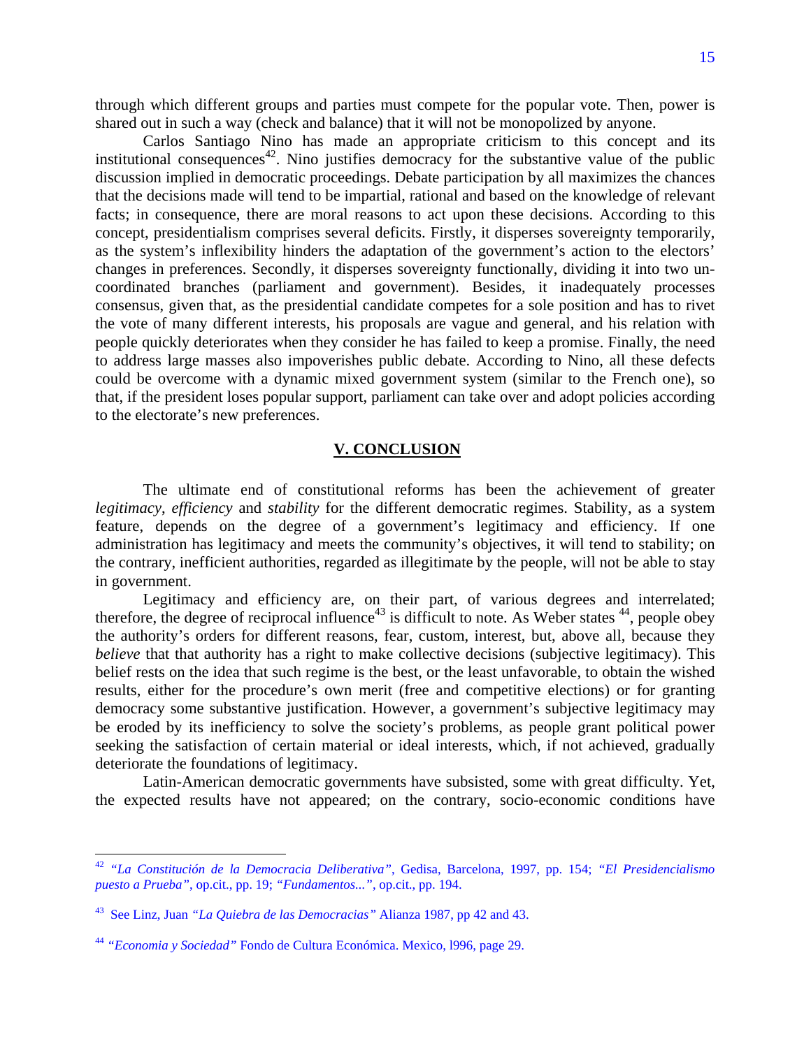through which different groups and parties must compete for the popular vote. Then, power is shared out in such a way (check and balance) that it will not be monopolized by anyone.

Carlos Santiago Nino has made an appropriate criticism to this concept and its institutional consequences[42]. Nino justifies democracy for the substantive value of the public discussion implied in democratic proceedings. Debate participation by all maximizes the chances that the decisions made will tend to be impartial, rational and based on the knowledge of relevant facts; in consequence, there are moral reasons to act upon these decisions. According to this concept, presidentialism comprises several deficits. Firstly, it disperses sovereignty temporarily, as the system's inflexibility hinders the adaptation of the government's action to the electors' changes in preferences. Secondly, it disperses sovereignty functionally, dividing it into two un-coordinated branches (parliament and government). Besides, it inadequately processes consensus, given that, as the presidential candidate competes for a sole position and has to rivet the vote of many different interests, his proposals are vague and general, and his relation with people quickly deteriorates when they consider he has failed to keep a promise. Finally, the need to address large masses also impoverishes public debate. According to Nino, all these defects could be overcome with a dynamic mixed government system (similar to the French one), so that, if the president loses popular support, parliament can take over and adopt policies according to the electorate's new preferences.

## V. CONCLUSION

The ultimate end of constitutional reforms has been the achievement of greater *legitimacy*, *efficiency* and *stability* for the different democratic regimes. Stability, as a system feature, depends on the degree of a government's legitimacy and efficiency. If one administration has legitimacy and meets the community's objectives, it will tend to stability; on the contrary, inefficient authorities, regarded as illegitimate by the people, will not be able to stay in government.

Legitimacy and efficiency are, on their part, of various degrees and interrelated; therefore, the degree of reciprocal influence[43] is difficult to note. As Weber states [44], people obey the authority's orders for different reasons, fear, custom, interest, but, above all, because they *believe* that that authority has a right to make collective decisions (subjective legitimacy). This belief rests on the idea that such regime is the best, or the least unfavorable, to obtain the wished results, either for the procedure's own merit (free and competitive elections) or for granting democracy some substantive justification. However, a government's subjective legitimacy may be eroded by its inefficiency to solve the society's problems, as people grant political power seeking the satisfaction of certain material or ideal interests, which, if not achieved, gradually deteriorate the foundations of legitimacy.

Latin-American democratic governments have subsisted, some with great difficulty. Yet, the expected results have not appeared; on the contrary, socio-economic conditions have

---

[42] *"La Constitución de la Democracia Deliberativa"*, Gedisa, Barcelona, 1997, pp. 154; *"El Presidencialismo puesto a Prueba"*, op.cit., pp. 19; *"Fundamentos..."*, op.cit., pp. 194.

[43] See Linz, Juan *"La Quiebra de las Democracias"* Alianza 1987, pp 42 and 43.

[44] *"Economia y Sociedad"* Fondo de Cultura Económica. Mexico, l996, page 29.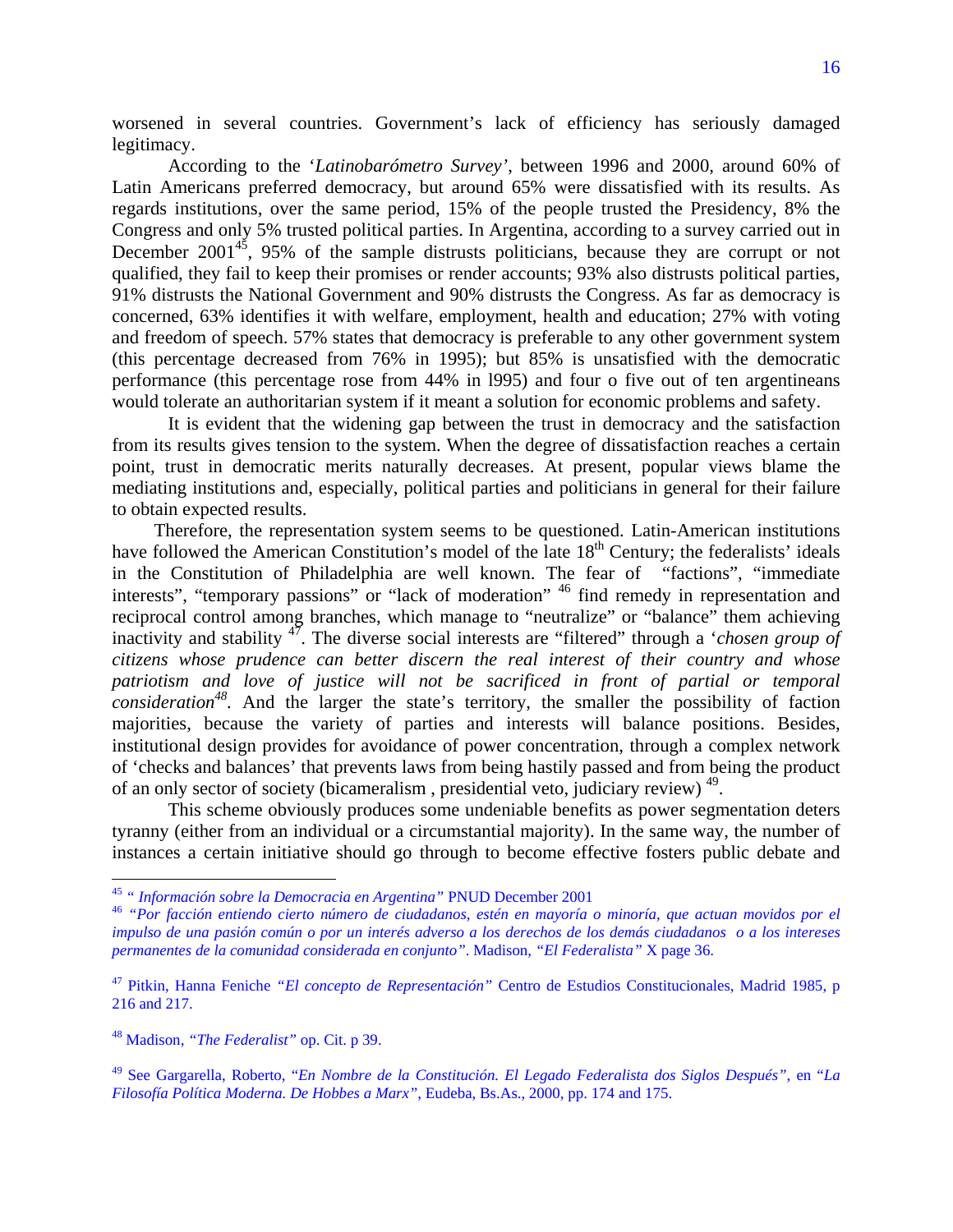worsened in several countries. Government's lack of efficiency has seriously damaged legitimacy.

According to the '*Latinobarómetro Survey'*, between 1996 and 2000, around 60% of Latin Americans preferred democracy, but around 65% were dissatisfied with its results. As regards institutions, over the same period, 15% of the people trusted the Presidency, 8% the Congress and only 5% trusted political parties. In Argentina, according to a survey carried out in December 2001[45], 95% of the sample distrusts politicians, because they are corrupt or not qualified, they fail to keep their promises or render accounts; 93% also distrusts political parties, 91% distrusts the National Government and 90% distrusts the Congress. As far as democracy is concerned, 63% identifies it with welfare, employment, health and education; 27% with voting and freedom of speech. 57% states that democracy is preferable to any other government system (this percentage decreased from 76% in 1995); but 85% is unsatisfied with the democratic performance (this percentage rose from 44% in l995) and four o five out of ten argentineans would tolerate an authoritarian system if it meant a solution for economic problems and safety.

It is evident that the widening gap between the trust in democracy and the satisfaction from its results gives tension to the system. When the degree of dissatisfaction reaches a certain point, trust in democratic merits naturally decreases. At present, popular views blame the mediating institutions and, especially, political parties and politicians in general for their failure to obtain expected results.

Therefore, the representation system seems to be questioned. Latin-American institutions have followed the American Constitution's model of the late 18th Century; the federalists' ideals in the Constitution of Philadelphia are well known. The fear of "factions", "immediate interests", "temporary passions" or "lack of moderation" [46] find remedy in representation and reciprocal control among branches, which manage to "neutralize" or "balance" them achieving inactivity and stability [47]. The diverse social interests are "filtered" through a '*chosen group of citizens whose prudence can better discern the real interest of their country and whose patriotism and love of justice will not be sacrificed in front of partial or temporal consideration*[48]. And the larger the state's territory, the smaller the possibility of faction majorities, because the variety of parties and interests will balance positions. Besides, institutional design provides for avoidance of power concentration, through a complex network of 'checks and balances' that prevents laws from being hastily passed and from being the product of an only sector of society (bicameralism , presidential veto, judiciary review) [49].

This scheme obviously produces some undeniable benefits as power segmentation deters tyranny (either from an individual or a circumstantial majority). In the same way, the number of instances a certain initiative should go through to become effective fosters public debate and

---

[45] *" Información sobre la Democracia en Argentina"* PNUD December 2001

[46] *"Por facción entiendo cierto número de ciudadanos, estén en mayoría o minoría, que actuan movidos por el impulso de una pasión común o por un interés adverso a los derechos de los demás ciudadanos o a los intereses permanentes de la comunidad considerada en conjunto"*. Madison, *"El Federalista"* X page 36.

[47] Pitkin, Hanna Feniche *"El concepto de Representación"* Centro de Estudios Constitucionales, Madrid 1985, p 216 and 217.

[48] Madison, *"The Federalist"* op. Cit. p 39.

[49] See Gargarella, Roberto, "*En Nombre de la Constitución. El Legado Federalista dos Siglos Después"*, en "*La Filosofía Política Moderna. De Hobbes a Marx"*, Eudeba, Bs.As., 2000, pp. 174 and 175.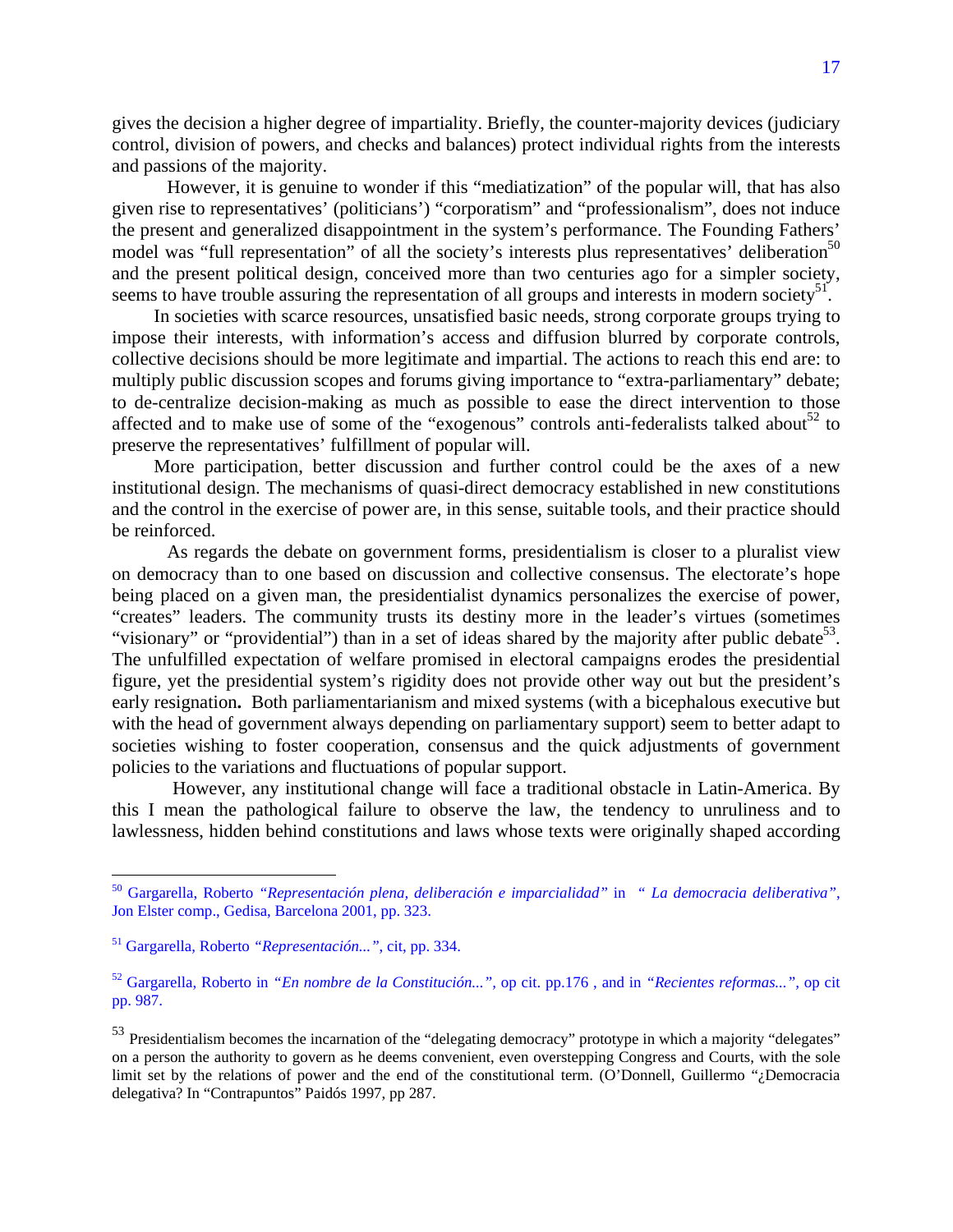gives the decision a higher degree of impartiality. Briefly, the counter-majority devices (judiciary control, division of powers, and checks and balances) protect individual rights from the interests and passions of the majority.

However, it is genuine to wonder if this "mediatization" of the popular will, that has also given rise to representatives' (politicians') "corporatism" and "professionalism", does not induce the present and generalized disappointment in the system's performance. The Founding Fathers' model was "full representation" of all the society's interests plus representatives' deliberation[50] and the present political design, conceived more than two centuries ago for a simpler society, seems to have trouble assuring the representation of all groups and interests in modern society[51].

In societies with scarce resources, unsatisfied basic needs, strong corporate groups trying to impose their interests, with information's access and diffusion blurred by corporate controls, collective decisions should be more legitimate and impartial. The actions to reach this end are: to multiply public discussion scopes and forums giving importance to "extra-parliamentary" debate; to de-centralize decision-making as much as possible to ease the direct intervention to those affected and to make use of some of the "exogenous" controls anti-federalists talked about[52] to preserve the representatives' fulfillment of popular will.

More participation, better discussion and further control could be the axes of a new institutional design. The mechanisms of quasi-direct democracy established in new constitutions and the control in the exercise of power are, in this sense, suitable tools, and their practice should be reinforced.

As regards the debate on government forms, presidentialism is closer to a pluralist view on democracy than to one based on discussion and collective consensus. The electorate's hope being placed on a given man, the presidentialist dynamics personalizes the exercise of power, "creates" leaders. The community trusts its destiny more in the leader's virtues (sometimes "visionary" or "providential") than in a set of ideas shared by the majority after public debate[53]. The unfulfilled expectation of welfare promised in electoral campaigns erodes the presidential figure, yet the presidential system's rigidity does not provide other way out but the president's early resignation**.** Both parliamentarianism and mixed systems (with a bicephalous executive but with the head of government always depending on parliamentary support) seem to better adapt to societies wishing to foster cooperation, consensus and the quick adjustments of government policies to the variations and fluctuations of popular support.

However, any institutional change will face a traditional obstacle in Latin-America. By this I mean the pathological failure to observe the law, the tendency to unruliness and to lawlessness, hidden behind constitutions and laws whose texts were originally shaped according

---

[50] Gargarella, Roberto *"Representación plena, deliberación e imparcialidad"* in *" La democracia deliberativa"*, Jon Elster comp., Gedisa, Barcelona 2001, pp. 323.

[51] Gargarella, Roberto *"Representación..."*, cit, pp. 334.

[52] Gargarella, Roberto in *"En nombre de la Constitución..."*, op cit. pp.176 , and in *"Recientes reformas..."*, op cit pp. 987.

[53] Presidentialism becomes the incarnation of the "delegating democracy" prototype in which a majority "delegates" on a person the authority to govern as he deems convenient, even overstepping Congress and Courts, with the sole limit set by the relations of power and the end of the constitutional term. (O'Donnell, Guillermo "¿Democracia delegativa? In "Contrapuntos" Paidós 1997, pp 287.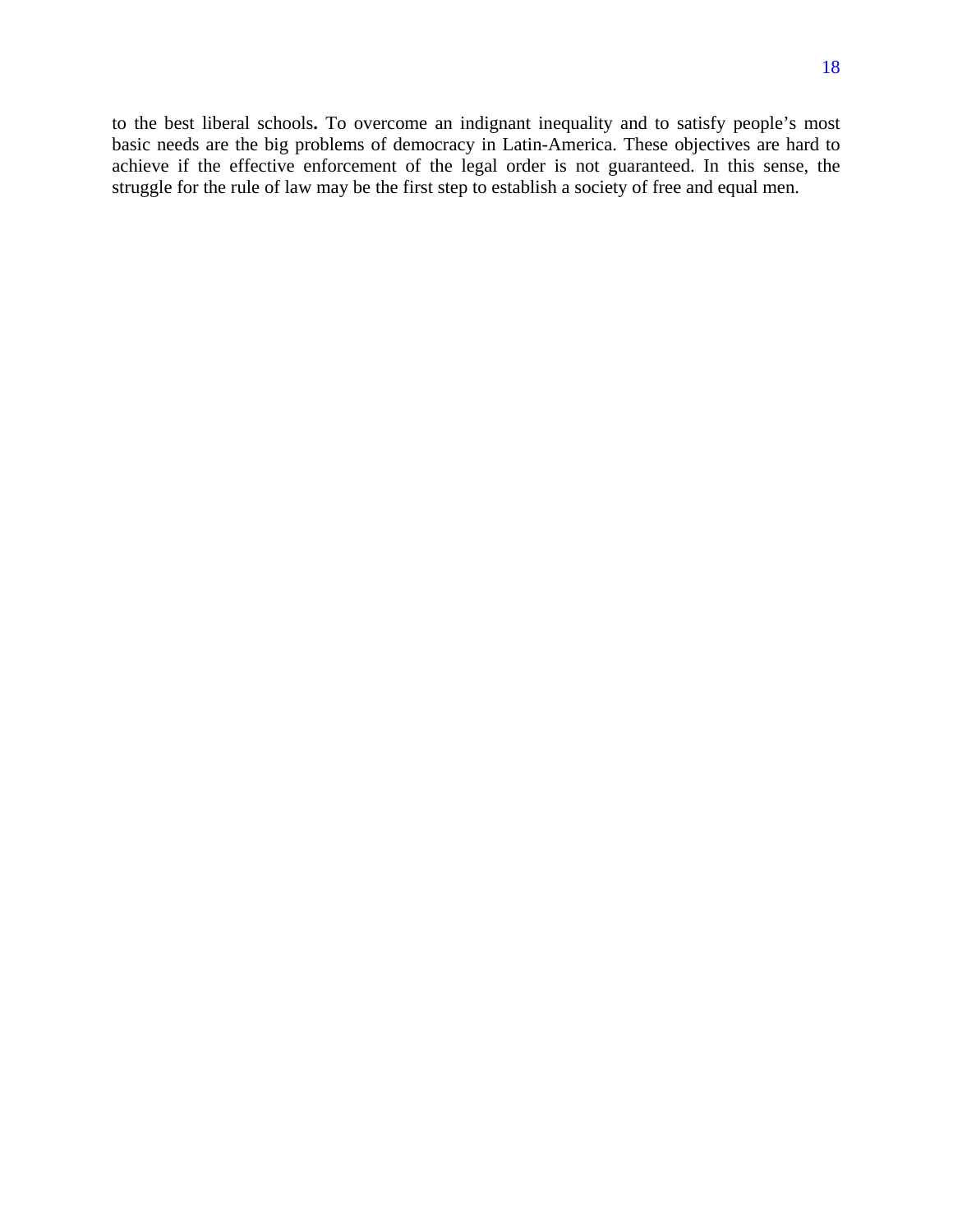to the best liberal schools**.** To overcome an indignant inequality and to satisfy people's most basic needs are the big problems of democracy in Latin-America. These objectives are hard to achieve if the effective enforcement of the legal order is not guaranteed. In this sense, the struggle for the rule of law may be the first step to establish a society of free and equal men.